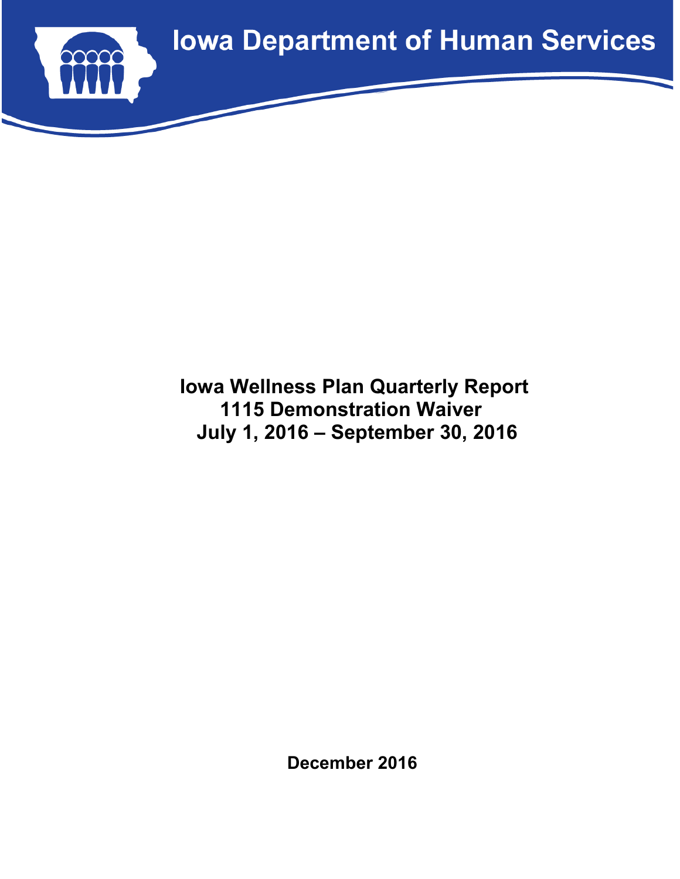# Iowa Department of Human Services

**Iowa Wellness Plan Quarterly Report**
**1115 Demonstration Waiver**
**July 1, 2016 – September 30, 2016**

**December 2016**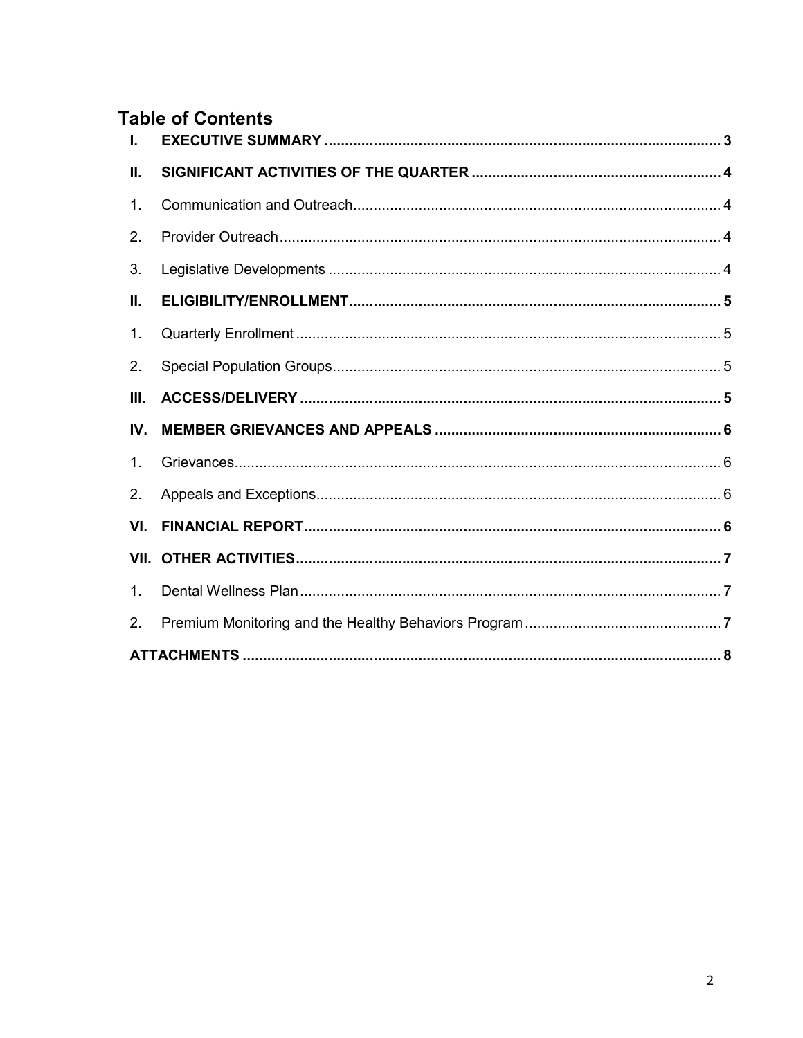## Table of Contents

| | | |
|---|---|---|
| **I.** | **EXECUTIVE SUMMARY** | **3** |
| **II.** | **SIGNIFICANT ACTIVITIES OF THE QUARTER** | **4** |
| 1. | Communication and Outreach | 4 |
| 2. | Provider Outreach | 4 |
| 3. | Legislative Developments | 4 |
| **II.** | **ELIGIBILITY/ENROLLMENT** | **5** |
| 1. | Quarterly Enrollment | 5 |
| 2. | Special Population Groups | 5 |
| **III.** | **ACCESS/DELIVERY** | **5** |
| **IV.** | **MEMBER GRIEVANCES AND APPEALS** | **6** |
| 1. | Grievances | 6 |
| 2. | Appeals and Exceptions | 6 |
| **VI.** | **FINANCIAL REPORT** | **6** |
| **VII.** | **OTHER ACTIVITIES** | **7** |
| 1. | Dental Wellness Plan | 7 |
| 2. | Premium Monitoring and the Healthy Behaviors Program | 7 |
| | **ATTACHMENTS** | **8** |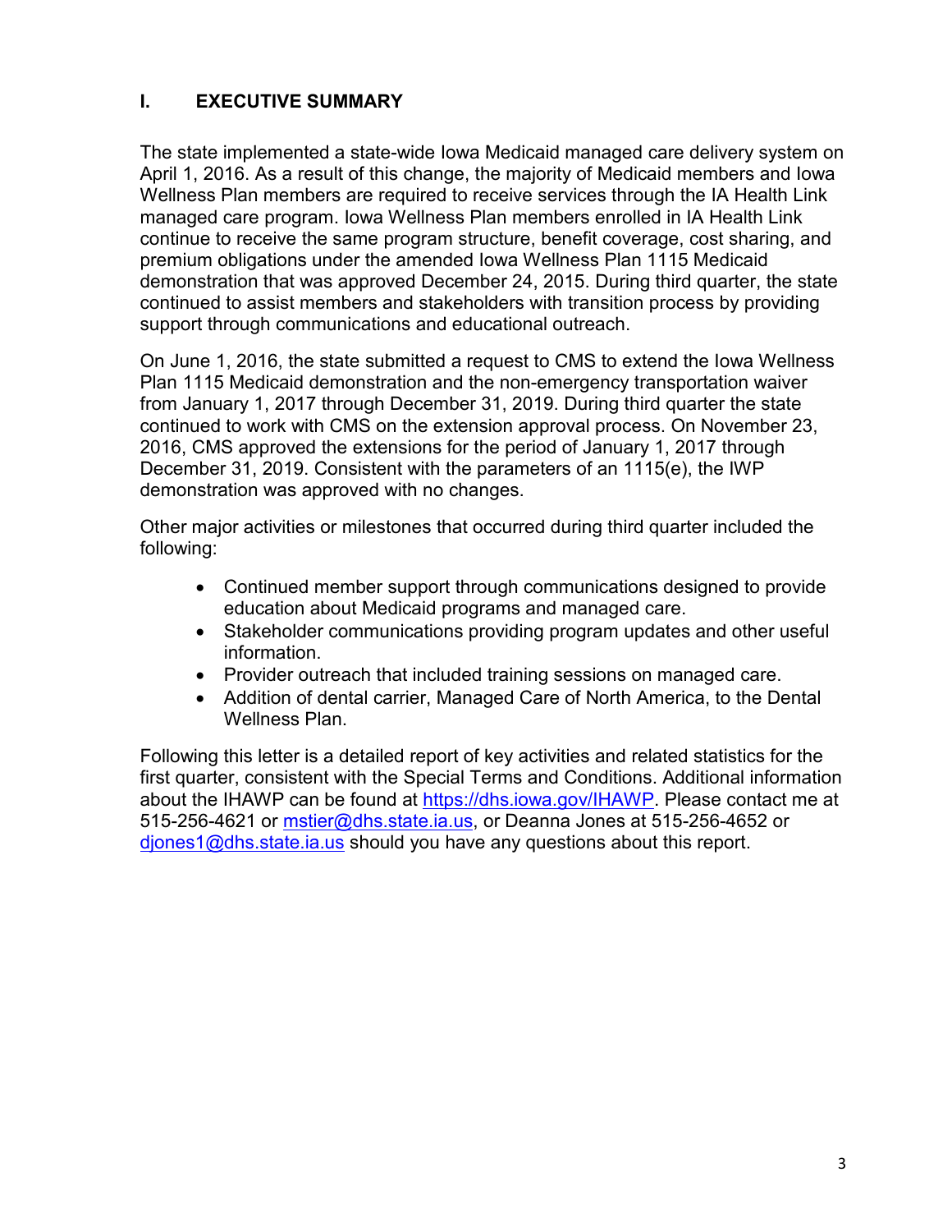## I. EXECUTIVE SUMMARY

The state implemented a state-wide Iowa Medicaid managed care delivery system on April 1, 2016. As a result of this change, the majority of Medicaid members and Iowa Wellness Plan members are required to receive services through the IA Health Link managed care program. Iowa Wellness Plan members enrolled in IA Health Link continue to receive the same program structure, benefit coverage, cost sharing, and premium obligations under the amended Iowa Wellness Plan 1115 Medicaid demonstration that was approved December 24, 2015. During third quarter, the state continued to assist members and stakeholders with transition process by providing support through communications and educational outreach.

On June 1, 2016, the state submitted a request to CMS to extend the Iowa Wellness Plan 1115 Medicaid demonstration and the non-emergency transportation waiver from January 1, 2017 through December 31, 2019. During third quarter the state continued to work with CMS on the extension approval process. On November 23, 2016, CMS approved the extensions for the period of January 1, 2017 through December 31, 2019. Consistent with the parameters of an 1115(e), the IWP demonstration was approved with no changes.

Other major activities or milestones that occurred during third quarter included the following:

- Continued member support through communications designed to provide education about Medicaid programs and managed care.
- Stakeholder communications providing program updates and other useful information.
- Provider outreach that included training sessions on managed care.
- Addition of dental carrier, Managed Care of North America, to the Dental Wellness Plan.

Following this letter is a detailed report of key activities and related statistics for the first quarter, consistent with the Special Terms and Conditions. Additional information about the IHAWP can be found at https://dhs.iowa.gov/IHAWP. Please contact me at 515-256-4621 or mstier@dhs.state.ia.us, or Deanna Jones at 515-256-4652 or djones1@dhs.state.ia.us should you have any questions about this report.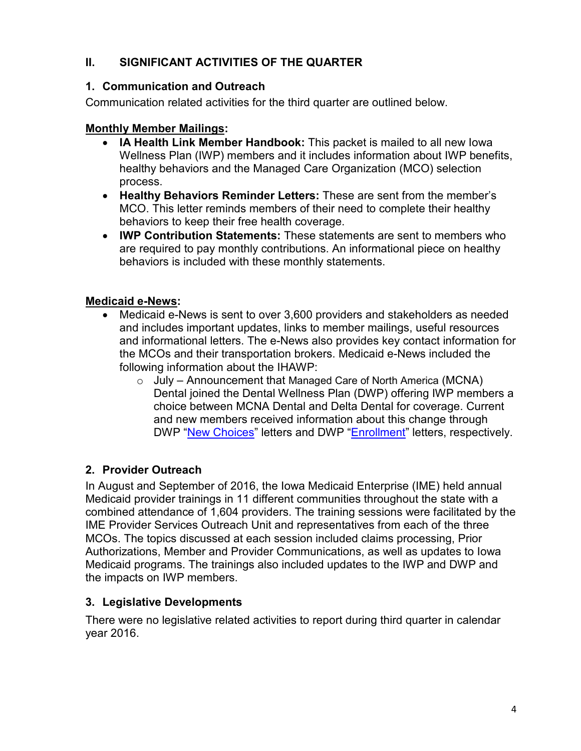## II. SIGNIFICANT ACTIVITIES OF THE QUARTER

### 1. Communication and Outreach

Communication related activities for the third quarter are outlined below.

**Monthly Member Mailings:**

- **IA Health Link Member Handbook:** This packet is mailed to all new Iowa Wellness Plan (IWP) members and it includes information about IWP benefits, healthy behaviors and the Managed Care Organization (MCO) selection process.
- **Healthy Behaviors Reminder Letters:** These are sent from the member's MCO. This letter reminds members of their need to complete their healthy behaviors to keep their free health coverage.
- **IWP Contribution Statements:** These statements are sent to members who are required to pay monthly contributions. An informational piece on healthy behaviors is included with these monthly statements.

**Medicaid e-News:**

- Medicaid e-News is sent to over 3,600 providers and stakeholders as needed and includes important updates, links to member mailings, useful resources and informational letters. The e-News also provides key contact information for the MCOs and their transportation brokers. Medicaid e-News included the following information about the IHAWP:
  - July – Announcement that Managed Care of North America (MCNA) Dental joined the Dental Wellness Plan (DWP) offering IWP members a choice between MCNA Dental and Delta Dental for coverage. Current and new members received information about this change through DWP "New Choices" letters and DWP "Enrollment" letters, respectively.

### 2. Provider Outreach

In August and September of 2016, the Iowa Medicaid Enterprise (IME) held annual Medicaid provider trainings in 11 different communities throughout the state with a combined attendance of 1,604 providers. The training sessions were facilitated by the IME Provider Services Outreach Unit and representatives from each of the three MCOs. The topics discussed at each session included claims processing, Prior Authorizations, Member and Provider Communications, as well as updates to Iowa Medicaid programs. The trainings also included updates to the IWP and DWP and the impacts on IWP members.

### 3. Legislative Developments

There were no legislative related activities to report during third quarter in calendar year 2016.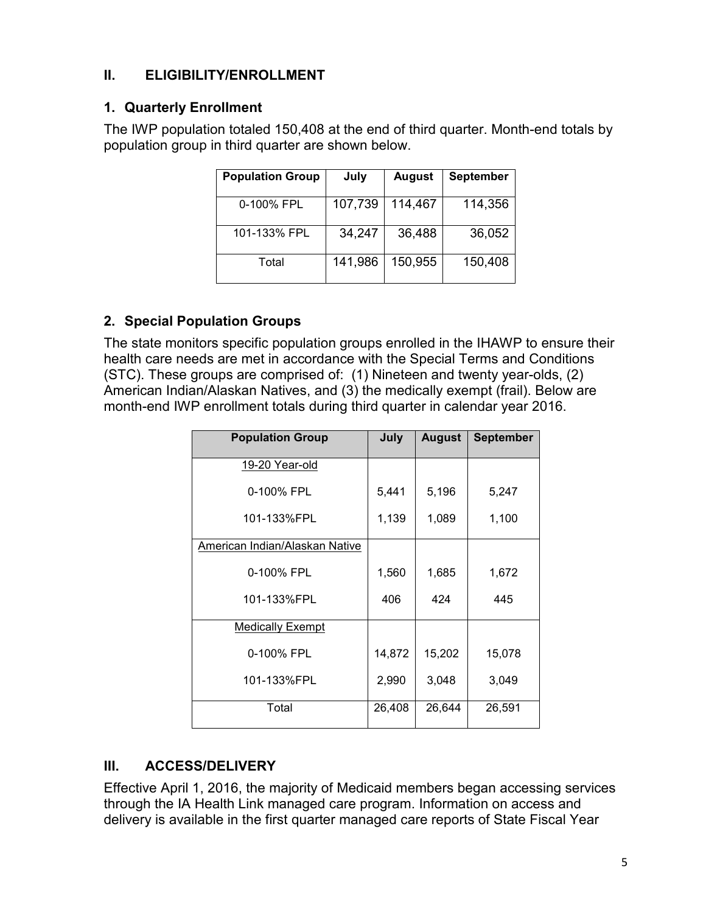## II. ELIGIBILITY/ENROLLMENT

### 1. Quarterly Enrollment

The IWP population totaled 150,408 at the end of third quarter. Month-end totals by population group in third quarter are shown below.

| Population Group | July | August | September |
|---|---|---|---|
| 0-100% FPL | 107,739 | 114,467 | 114,356 |
| 101-133% FPL | 34,247 | 36,488 | 36,052 |
| Total | 141,986 | 150,955 | 150,408 |

### 2. Special Population Groups

The state monitors specific population groups enrolled in the IHAWP to ensure their health care needs are met in accordance with the Special Terms and Conditions (STC). These groups are comprised of: (1) Nineteen and twenty year-olds, (2) American Indian/Alaskan Natives, and (3) the medically exempt (frail). Below are month-end IWP enrollment totals during third quarter in calendar year 2016.

| Population Group | July | August | September |
|---|---|---|---|
| 19-20 Year-old | | | |
| 0-100% FPL | 5,441 | 5,196 | 5,247 |
| 101-133%FPL | 1,139 | 1,089 | 1,100 |
| American Indian/Alaskan Native | | | |
| 0-100% FPL | 1,560 | 1,685 | 1,672 |
| 101-133%FPL | 406 | 424 | 445 |
| Medically Exempt | | | |
| 0-100% FPL | 14,872 | 15,202 | 15,078 |
| 101-133%FPL | 2,990 | 3,048 | 3,049 |
| Total | 26,408 | 26,644 | 26,591 |

## III. ACCESS/DELIVERY

Effective April 1, 2016, the majority of Medicaid members began accessing services through the IA Health Link managed care program. Information on access and delivery is available in the first quarter managed care reports of State Fiscal Year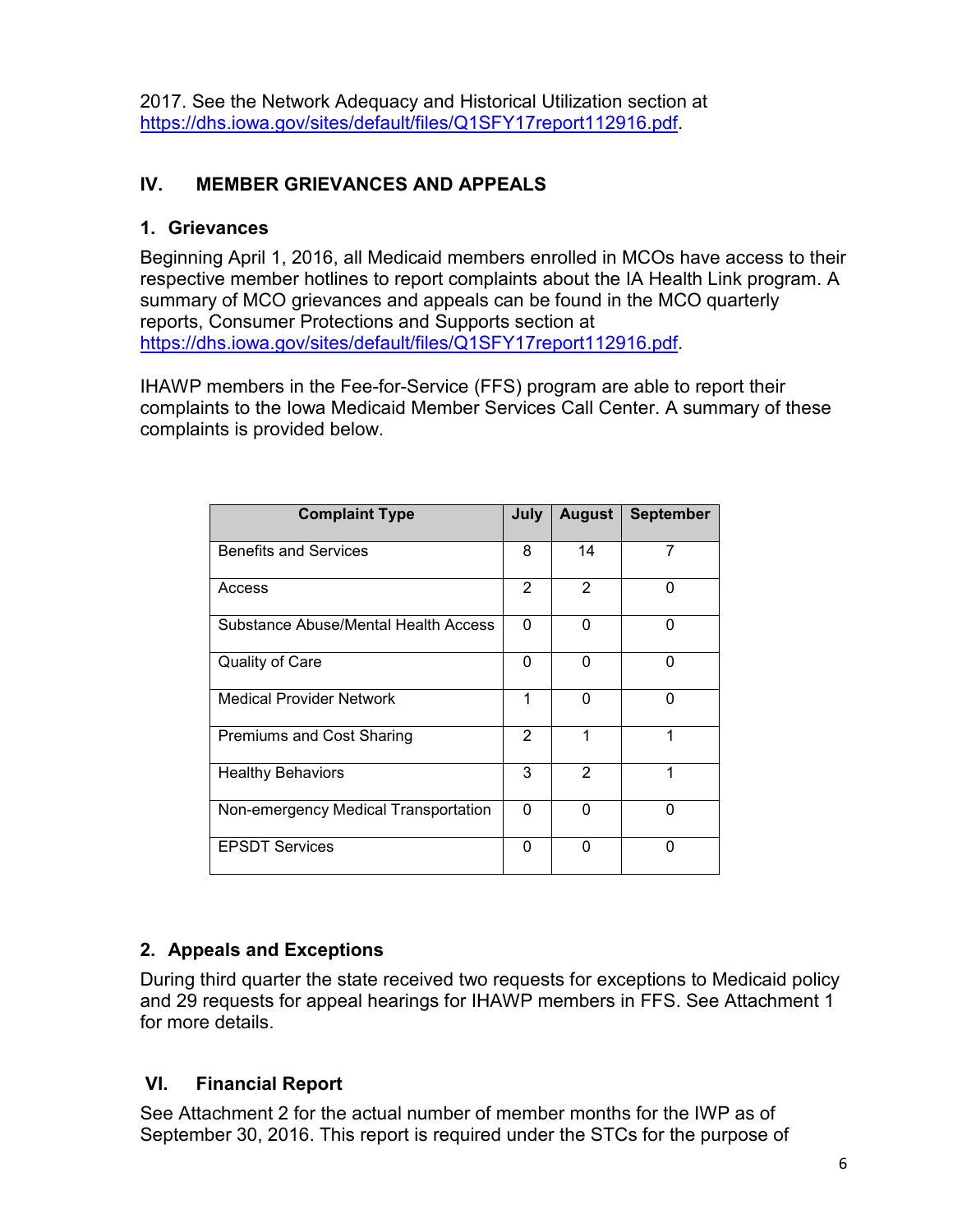2017. See the Network Adequacy and Historical Utilization section at https://dhs.iowa.gov/sites/default/files/Q1SFY17report112916.pdf.

## IV. MEMBER GRIEVANCES AND APPEALS

### 1. Grievances

Beginning April 1, 2016, all Medicaid members enrolled in MCOs have access to their respective member hotlines to report complaints about the IA Health Link program. A summary of MCO grievances and appeals can be found in the MCO quarterly reports, Consumer Protections and Supports section at https://dhs.iowa.gov/sites/default/files/Q1SFY17report112916.pdf.

IHAWP members in the Fee-for-Service (FFS) program are able to report their complaints to the Iowa Medicaid Member Services Call Center. A summary of these complaints is provided below.

| Complaint Type | July | August | September |
|---|---|---|---|
| Benefits and Services | 8 | 14 | 7 |
| Access | 2 | 2 | 0 |
| Substance Abuse/Mental Health Access | 0 | 0 | 0 |
| Quality of Care | 0 | 0 | 0 |
| Medical Provider Network | 1 | 0 | 0 |
| Premiums and Cost Sharing | 2 | 1 | 1 |
| Healthy Behaviors | 3 | 2 | 1 |
| Non-emergency Medical Transportation | 0 | 0 | 0 |
| EPSDT Services | 0 | 0 | 0 |

### 2. Appeals and Exceptions

During third quarter the state received two requests for exceptions to Medicaid policy and 29 requests for appeal hearings for IHAWP members in FFS. See Attachment 1 for more details.

## VI. Financial Report

See Attachment 2 for the actual number of member months for the IWP as of September 30, 2016. This report is required under the STCs for the purpose of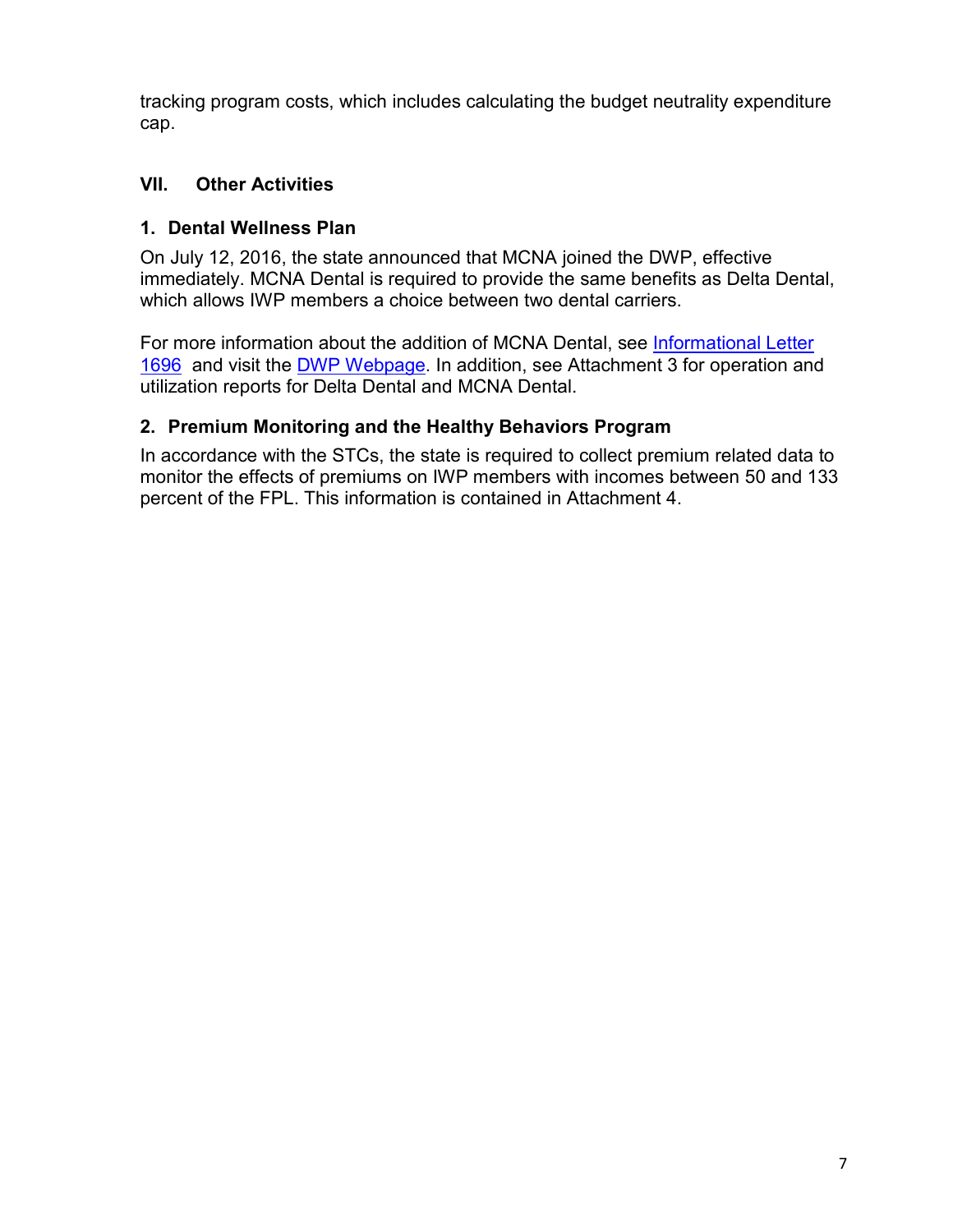tracking program costs, which includes calculating the budget neutrality expenditure cap.

## VII. Other Activities

### 1. Dental Wellness Plan

On July 12, 2016, the state announced that MCNA joined the DWP, effective immediately. MCNA Dental is required to provide the same benefits as Delta Dental, which allows IWP members a choice between two dental carriers.

For more information about the addition of MCNA Dental, see Informational Letter 1696 and visit the DWP Webpage. In addition, see Attachment 3 for operation and utilization reports for Delta Dental and MCNA Dental.

### 2. Premium Monitoring and the Healthy Behaviors Program

In accordance with the STCs, the state is required to collect premium related data to monitor the effects of premiums on IWP members with incomes between 50 and 133 percent of the FPL. This information is contained in Attachment 4.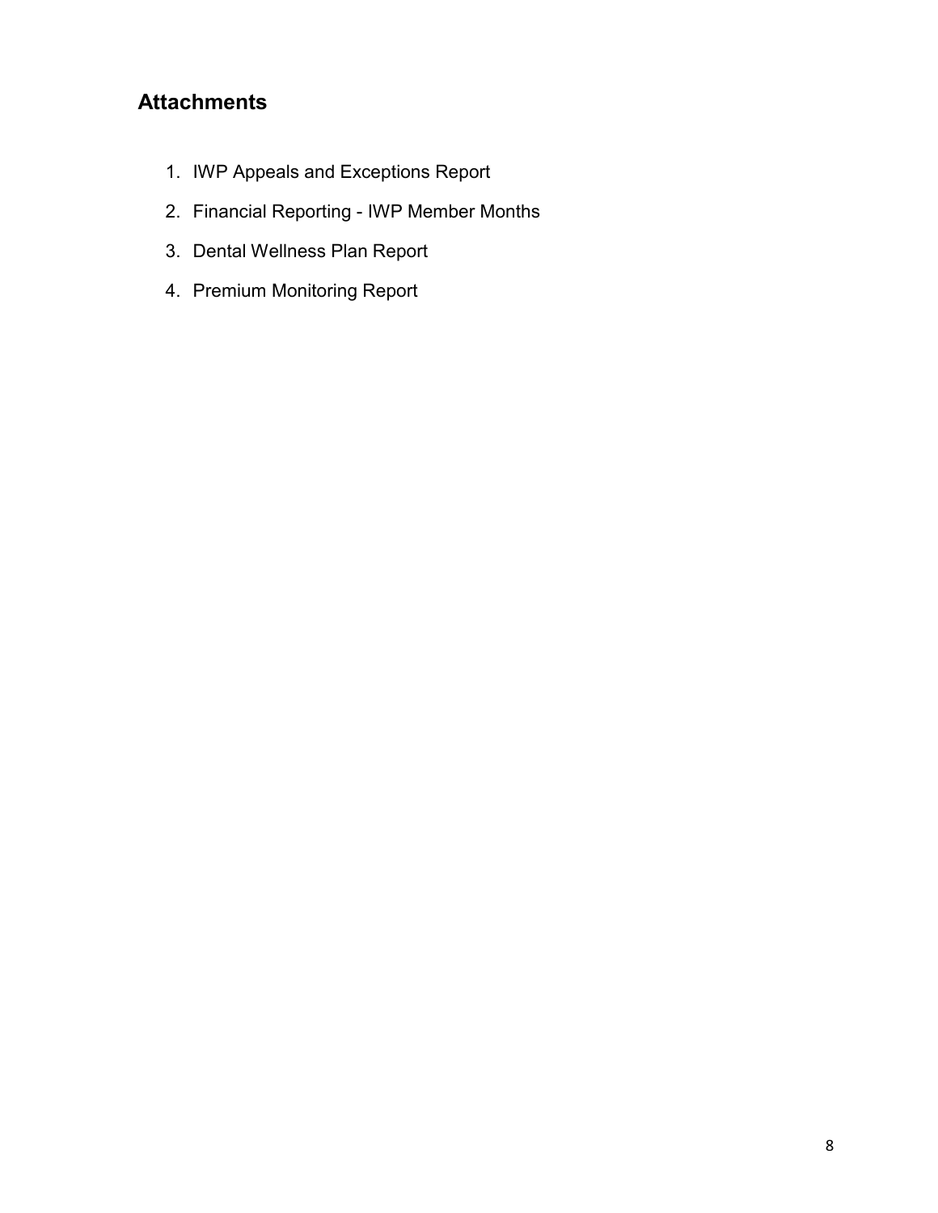## Attachments

1. IWP Appeals and Exceptions Report
2. Financial Reporting - IWP Member Months
3. Dental Wellness Plan Report
4. Premium Monitoring Report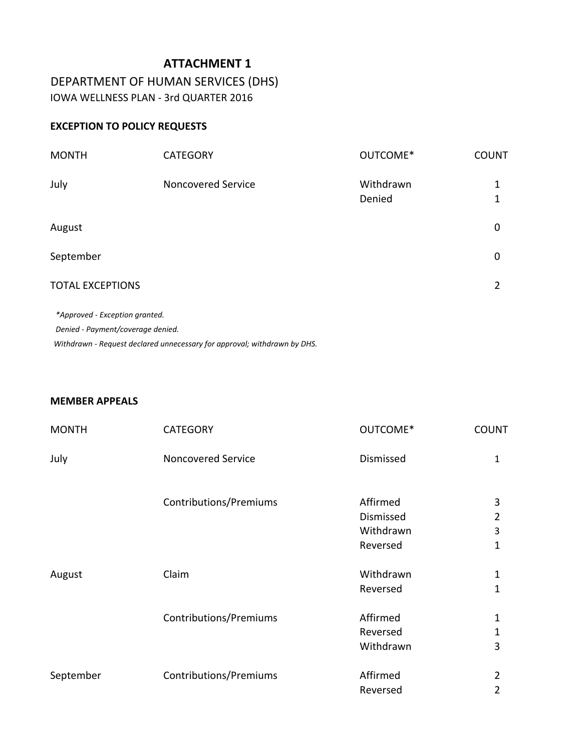## ATTACHMENT 1

DEPARTMENT OF HUMAN SERVICES (DHS)

IOWA WELLNESS PLAN - 3rd QUARTER 2016

**EXCEPTION TO POLICY REQUESTS**

| MONTH | CATEGORY | OUTCOME* | COUNT |
|---|---|---|---|
| July | Noncovered Service | Withdrawn | 1 |
| | | Denied | 1 |
| August | | | 0 |
| September | | | 0 |
| TOTAL EXCEPTIONS | | | 2 |

*\*Approved - Exception granted.*

*Denied - Payment/coverage denied.*

*Withdrawn - Request declared unnecessary for approval; withdrawn by DHS.*

**MEMBER APPEALS**

| MONTH | CATEGORY | OUTCOME* | COUNT |
|---|---|---|---|
| July | Noncovered Service | Dismissed | 1 |
| | Contributions/Premiums | Affirmed | 3 |
| | | Dismissed | 2 |
| | | Withdrawn | 3 |
| | | Reversed | 1 |
| August | Claim | Withdrawn | 1 |
| | | Reversed | 1 |
| | Contributions/Premiums | Affirmed | 1 |
| | | Reversed | 1 |
| | | Withdrawn | 3 |
| September | Contributions/Premiums | Affirmed | 2 |
| | | Reversed | 2 |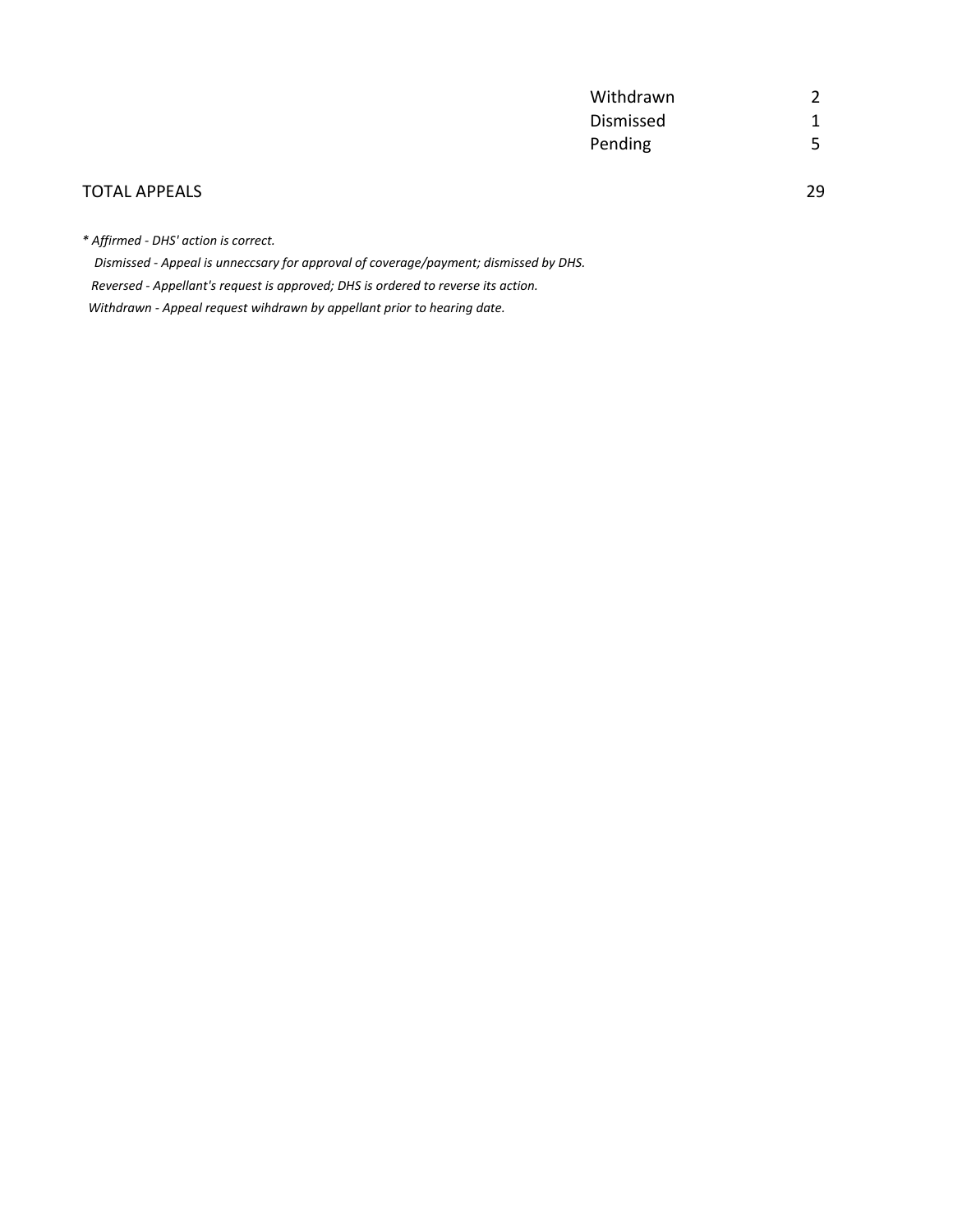| | |
|---|---|
| Withdrawn | 2 |
| Dismissed | 1 |
| Pending | 5 |

| | |
|---|---|
| TOTAL APPEALS | 29 |

*\* Affirmed - DHS' action is correct.*

*Dismissed - Appeal is unneccsary for approval of coverage/payment; dismissed by DHS.*

*Reversed - Appellant's request is approved; DHS is ordered to reverse its action.*

*Withdrawn - Appeal request wihdrawn by appellant prior to hearing date.*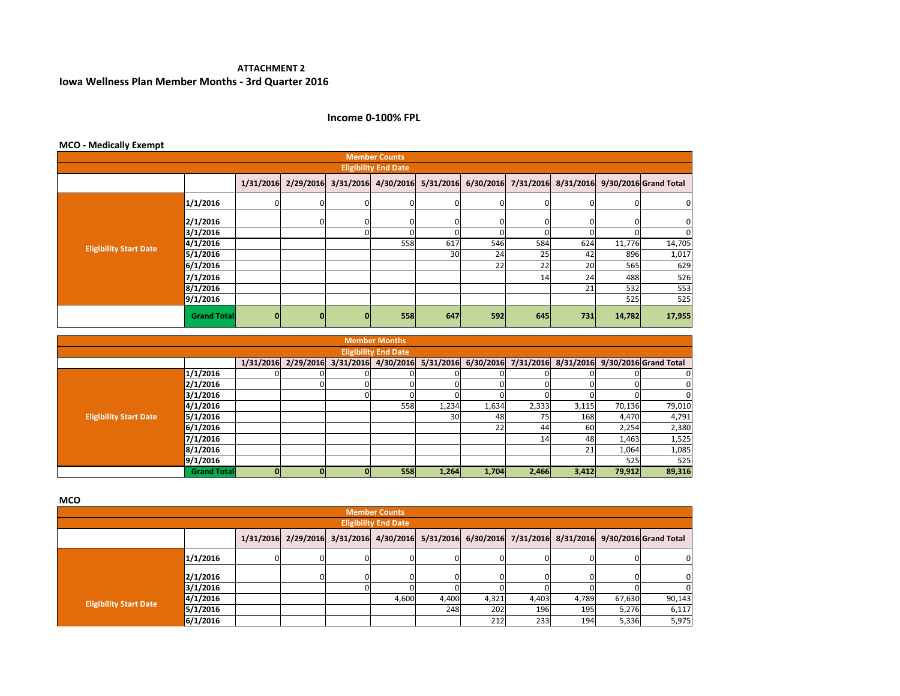**ATTACHMENT 2**

## Iowa Wellness Plan Member Months - 3rd Quarter 2016

### Income 0-100% FPL

**MCO - Medically Exempt**

| Member Counts | | | | | | | | | | | |
|---|---|---|---|---|---|---|---|---|---|---|---|
| Eligibility End Date | | | | | | | | | | | |
| | | 1/31/2016 | 2/29/2016 | 3/31/2016 | 4/30/2016 | 5/31/2016 | 6/30/2016 | 7/31/2016 | 8/31/2016 | 9/30/2016 | Grand Total |
| Eligibility Start Date | 1/1/2016 | 0 | 0 | 0 | 0 | 0 | 0 | 0 | 0 | 0 | 0 |
| | 2/1/2016 | | 0 | 0 | 0 | 0 | 0 | 0 | 0 | 0 | 0 |
| | 3/1/2016 | | | 0 | 0 | 0 | 0 | 0 | 0 | 0 | 0 |
| | 4/1/2016 | | | | 558 | 617 | 546 | 584 | 624 | 11,776 | 14,705 |
| | 5/1/2016 | | | | | 30 | 24 | 25 | 42 | 896 | 1,017 |
| | 6/1/2016 | | | | | | 22 | 22 | 20 | 565 | 629 |
| | 7/1/2016 | | | | | | | 14 | 24 | 488 | 526 |
| | 8/1/2016 | | | | | | | | 21 | 532 | 553 |
| | 9/1/2016 | | | | | | | | | 525 | 525 |
| | **Grand Total** | **0** | **0** | **0** | **558** | **647** | **592** | **645** | **731** | **14,782** | **17,955** |

| Member Months | | | | | | | | | | | |
|---|---|---|---|---|---|---|---|---|---|---|---|
| Eligibility End Date | | | | | | | | | | | |
| | | 1/31/2016 | 2/29/2016 | 3/31/2016 | 4/30/2016 | 5/31/2016 | 6/30/2016 | 7/31/2016 | 8/31/2016 | 9/30/2016 | Grand Total |
| Eligibility Start Date | 1/1/2016 | 0 | 0 | 0 | 0 | 0 | 0 | 0 | 0 | 0 | 0 |
| | 2/1/2016 | | 0 | 0 | 0 | 0 | 0 | 0 | 0 | 0 | 0 |
| | 3/1/2016 | | | 0 | 0 | 0 | 0 | 0 | 0 | 0 | 0 |
| | 4/1/2016 | | | | 558 | 1,234 | 1,634 | 2,333 | 3,115 | 70,136 | 79,010 |
| | 5/1/2016 | | | | | 30 | 48 | 75 | 168 | 4,470 | 4,791 |
| | 6/1/2016 | | | | | | 22 | 44 | 60 | 2,254 | 2,380 |
| | 7/1/2016 | | | | | | | 14 | 48 | 1,463 | 1,525 |
| | 8/1/2016 | | | | | | | | 21 | 1,064 | 1,085 |
| | 9/1/2016 | | | | | | | | | 525 | 525 |
| | **Grand Total** | **0** | **0** | **0** | **558** | **1,264** | **1,704** | **2,466** | **3,412** | **79,912** | **89,316** |

**MCO**

| Member Counts | | | | | | | | | | | |
|---|---|---|---|---|---|---|---|---|---|---|---|
| Eligibility End Date | | | | | | | | | | | |
| | | 1/31/2016 | 2/29/2016 | 3/31/2016 | 4/30/2016 | 5/31/2016 | 6/30/2016 | 7/31/2016 | 8/31/2016 | 9/30/2016 | Grand Total |
| Eligibility Start Date | 1/1/2016 | 0 | 0 | 0 | 0 | 0 | 0 | 0 | 0 | 0 | 0 |
| | 2/1/2016 | | 0 | 0 | 0 | 0 | 0 | 0 | 0 | 0 | 0 |
| | 3/1/2016 | | | 0 | 0 | 0 | 0 | 0 | 0 | 0 | 0 |
| | 4/1/2016 | | | | 4,600 | 4,400 | 4,321 | 4,403 | 4,789 | 67,630 | 90,143 |
| | 5/1/2016 | | | | | 248 | 202 | 196 | 195 | 5,276 | 6,117 |
| | 6/1/2016 | | | | | | 212 | 233 | 194 | 5,336 | 5,975 |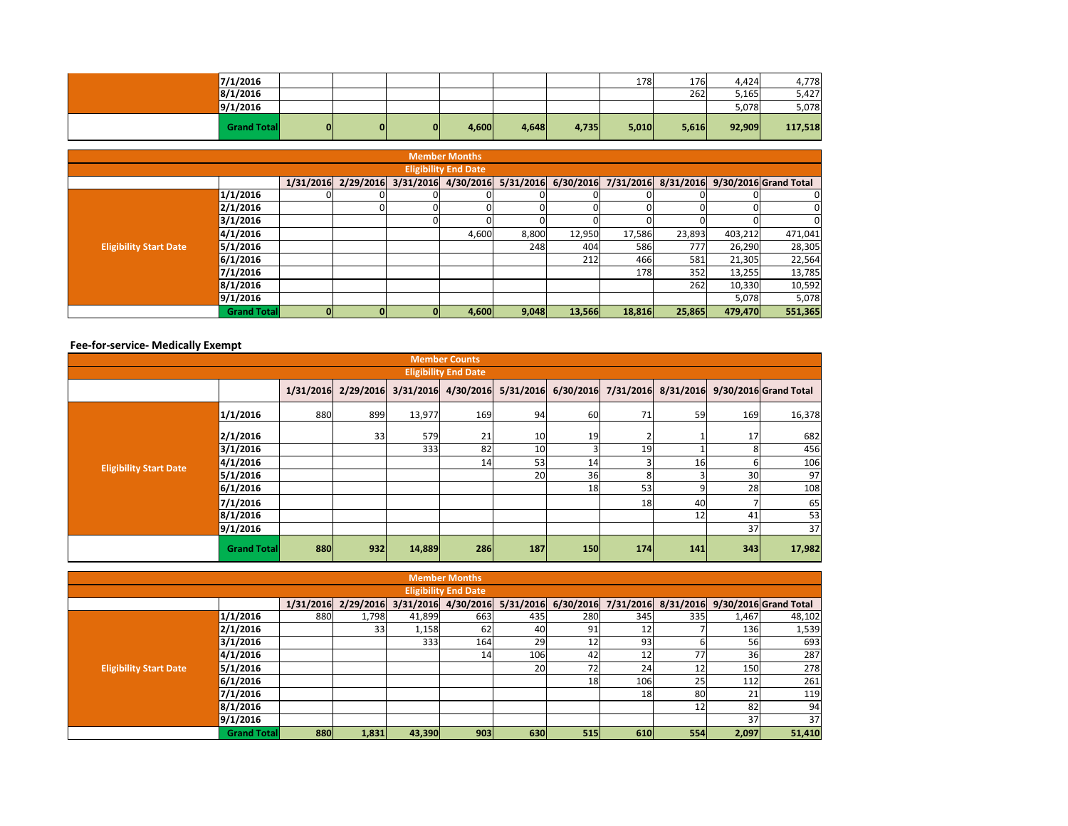| | | 1/31/2016 | 2/29/2016 | 3/31/2016 | 4/30/2016 | 5/31/2016 | 6/30/2016 | 7/31/2016 | 8/31/2016 | 9/30/2016 | Grand Total |
|---|---|---|---|---|---|---|---|---|---|---|---|
| | 7/1/2016 | | | | | | | 178 | 176 | 4,424 | 4,778 |
| | 8/1/2016 | | | | | | | | 262 | 5,165 | 5,427 |
| | 9/1/2016 | | | | | | | | | 5,078 | 5,078 |
| | **Grand Total** | **0** | **0** | **0** | **4,600** | **4,648** | **4,735** | **5,010** | **5,616** | **92,909** | **117,518** |

| **Member Months** | | | | | | | | | | | |
|---|---|---|---|---|---|---|---|---|---|---|---|
| **Eligibility End Date** | | | | | | | | | | | |
| | | **1/31/2016** | **2/29/2016** | **3/31/2016** | **4/30/2016** | **5/31/2016** | **6/30/2016** | **7/31/2016** | **8/31/2016** | **9/30/2016** | **Grand Total** |
| **Eligibility Start Date** | 1/1/2016 | 0 | 0 | 0 | 0 | 0 | 0 | 0 | 0 | 0 | 0 |
| | 2/1/2016 | | 0 | 0 | 0 | 0 | 0 | 0 | 0 | 0 | 0 |
| | 3/1/2016 | | | 0 | 0 | 0 | 0 | 0 | 0 | 0 | 0 |
| | 4/1/2016 | | | | 4,600 | 8,800 | 12,950 | 17,586 | 23,893 | 403,212 | 471,041 |
| | 5/1/2016 | | | | | 248 | 404 | 586 | 777 | 26,290 | 28,305 |
| | 6/1/2016 | | | | | | 212 | 466 | 581 | 21,305 | 22,564 |
| | 7/1/2016 | | | | | | | 178 | 352 | 13,255 | 13,785 |
| | 8/1/2016 | | | | | | | | 262 | 10,330 | 10,592 |
| | 9/1/2016 | | | | | | | | | 5,078 | 5,078 |
| | **Grand Total** | **0** | **0** | **0** | **4,600** | **9,048** | **13,566** | **18,816** | **25,865** | **479,470** | **551,365** |

**Fee-for-service- Medically Exempt**

| **Member Counts** | | | | | | | | | | | |
|---|---|---|---|---|---|---|---|---|---|---|---|
| **Eligibility End Date** | | | | | | | | | | | |
| | | **1/31/2016** | **2/29/2016** | **3/31/2016** | **4/30/2016** | **5/31/2016** | **6/30/2016** | **7/31/2016** | **8/31/2016** | **9/30/2016** | **Grand Total** |
| **Eligibility Start Date** | 1/1/2016 | 880 | 899 | 13,977 | 169 | 94 | 60 | 71 | 59 | 169 | 16,378 |
| | 2/1/2016 | | 33 | 579 | 21 | 10 | 19 | 2 | 1 | 17 | 682 |
| | 3/1/2016 | | | 333 | 82 | 10 | 3 | 19 | 1 | 8 | 456 |
| | 4/1/2016 | | | | 14 | 53 | 14 | 3 | 16 | 6 | 106 |
| | 5/1/2016 | | | | | 20 | 36 | 8 | 3 | 30 | 97 |
| | 6/1/2016 | | | | | | 18 | 53 | 9 | 28 | 108 |
| | 7/1/2016 | | | | | | | 18 | 40 | 7 | 65 |
| | 8/1/2016 | | | | | | | | 12 | 41 | 53 |
| | 9/1/2016 | | | | | | | | | 37 | 37 |
| | **Grand Total** | **880** | **932** | **14,889** | **286** | **187** | **150** | **174** | **141** | **343** | **17,982** |

| **Member Months** | | | | | | | | | | | |
|---|---|---|---|---|---|---|---|---|---|---|---|
| **Eligibility End Date** | | | | | | | | | | | |
| | | **1/31/2016** | **2/29/2016** | **3/31/2016** | **4/30/2016** | **5/31/2016** | **6/30/2016** | **7/31/2016** | **8/31/2016** | **9/30/2016** | **Grand Total** |
| **Eligibility Start Date** | 1/1/2016 | 880 | 1,798 | 41,899 | 663 | 435 | 280 | 345 | 335 | 1,467 | 48,102 |
| | 2/1/2016 | | 33 | 1,158 | 62 | 40 | 91 | 12 | 7 | 136 | 1,539 |
| | 3/1/2016 | | | 333 | 164 | 29 | 12 | 93 | 6 | 56 | 693 |
| | 4/1/2016 | | | | 14 | 106 | 42 | 12 | 77 | 36 | 287 |
| | 5/1/2016 | | | | | 20 | 72 | 24 | 12 | 150 | 278 |
| | 6/1/2016 | | | | | | 18 | 106 | 25 | 112 | 261 |
| | 7/1/2016 | | | | | | | 18 | 80 | 21 | 119 |
| | 8/1/2016 | | | | | | | | 12 | 82 | 94 |
| | 9/1/2016 | | | | | | | | | 37 | 37 |
| | **Grand Total** | **880** | **1,831** | **43,390** | **903** | **630** | **515** | **610** | **554** | **2,097** | **51,410** |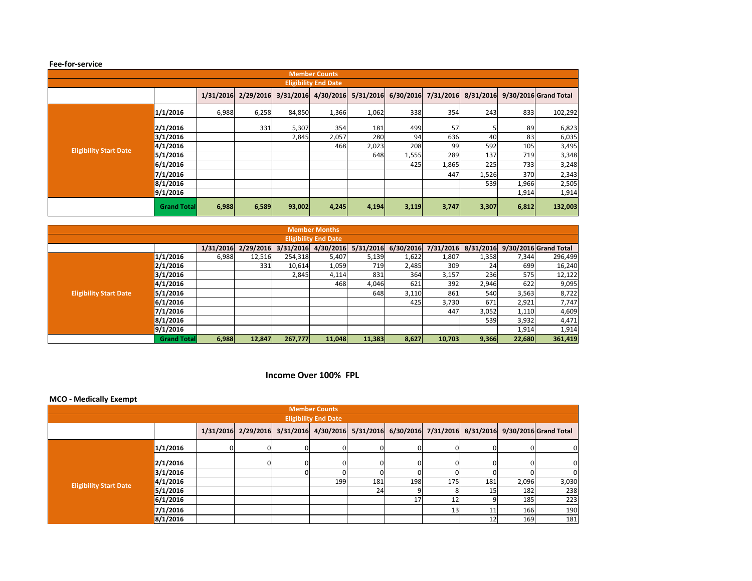**Fee-for-service**

| Member Counts | | | | | | | | | | | |
|---|---|---|---|---|---|---|---|---|---|---|---|
| Eligibility End Date | | | | | | | | | | | |
| | | 1/31/2016 | 2/29/2016 | 3/31/2016 | 4/30/2016 | 5/31/2016 | 6/30/2016 | 7/31/2016 | 8/31/2016 | 9/30/2016 | Grand Total |
| Eligibility Start Date | 1/1/2016 | 6,988 | 6,258 | 84,850 | 1,366 | 1,062 | 338 | 354 | 243 | 833 | 102,292 |
| | 2/1/2016 | | 331 | 5,307 | 354 | 181 | 499 | 57 | 5 | 89 | 6,823 |
| | 3/1/2016 | | | 2,845 | 2,057 | 280 | 94 | 636 | 40 | 83 | 6,035 |
| | 4/1/2016 | | | | 468 | 2,023 | 208 | 99 | 592 | 105 | 3,495 |
| | 5/1/2016 | | | | | 648 | 1,555 | 289 | 137 | 719 | 3,348 |
| | 6/1/2016 | | | | | | 425 | 1,865 | 225 | 733 | 3,248 |
| | 7/1/2016 | | | | | | | 447 | 1,526 | 370 | 2,343 |
| | 8/1/2016 | | | | | | | | 539 | 1,966 | 2,505 |
| | 9/1/2016 | | | | | | | | | 1,914 | 1,914 |
| | **Grand Total** | **6,988** | **6,589** | **93,002** | **4,245** | **4,194** | **3,119** | **3,747** | **3,307** | **6,812** | **132,003** |

| Member Months | | | | | | | | | | | |
|---|---|---|---|---|---|---|---|---|---|---|---|
| Eligibility End Date | | | | | | | | | | | |
| | | 1/31/2016 | 2/29/2016 | 3/31/2016 | 4/30/2016 | 5/31/2016 | 6/30/2016 | 7/31/2016 | 8/31/2016 | 9/30/2016 | Grand Total |
| Eligibility Start Date | 1/1/2016 | 6,988 | 12,516 | 254,318 | 5,407 | 5,139 | 1,622 | 1,807 | 1,358 | 7,344 | 296,499 |
| | 2/1/2016 | | 331 | 10,614 | 1,059 | 719 | 2,485 | 309 | 24 | 699 | 16,240 |
| | 3/1/2016 | | | 2,845 | 4,114 | 831 | 364 | 3,157 | 236 | 575 | 12,122 |
| | 4/1/2016 | | | | 468 | 4,046 | 621 | 392 | 2,946 | 622 | 9,095 |
| | 5/1/2016 | | | | | 648 | 3,110 | 861 | 540 | 3,563 | 8,722 |
| | 6/1/2016 | | | | | | 425 | 3,730 | 671 | 2,921 | 7,747 |
| | 7/1/2016 | | | | | | | 447 | 3,052 | 1,110 | 4,609 |
| | 8/1/2016 | | | | | | | | 539 | 3,932 | 4,471 |
| | 9/1/2016 | | | | | | | | | 1,914 | 1,914 |
| | **Grand Total** | **6,988** | **12,847** | **267,777** | **11,048** | **11,383** | **8,627** | **10,703** | **9,366** | **22,680** | **361,419** |

## Income Over 100% FPL

**MCO - Medically Exempt**

| Member Counts | | | | | | | | | | | |
|---|---|---|---|---|---|---|---|---|---|---|---|
| Eligibility End Date | | | | | | | | | | | |
| | | 1/31/2016 | 2/29/2016 | 3/31/2016 | 4/30/2016 | 5/31/2016 | 6/30/2016 | 7/31/2016 | 8/31/2016 | 9/30/2016 | Grand Total |
| Eligibility Start Date | 1/1/2016 | 0 | 0 | 0 | 0 | 0 | 0 | 0 | 0 | 0 | 0 |
| | 2/1/2016 | | 0 | 0 | 0 | 0 | 0 | 0 | 0 | 0 | 0 |
| | 3/1/2016 | | | 0 | 0 | 0 | 0 | 0 | 0 | 0 | 0 |
| | 4/1/2016 | | | | 199 | 181 | 198 | 175 | 181 | 2,096 | 3,030 |
| | 5/1/2016 | | | | | 24 | 9 | 8 | 15 | 182 | 238 |
| | 6/1/2016 | | | | | | 17 | 12 | 9 | 185 | 223 |
| | 7/1/2016 | | | | | | | 13 | 11 | 166 | 190 |
| | 8/1/2016 | | | | | | | | 12 | 169 | 181 |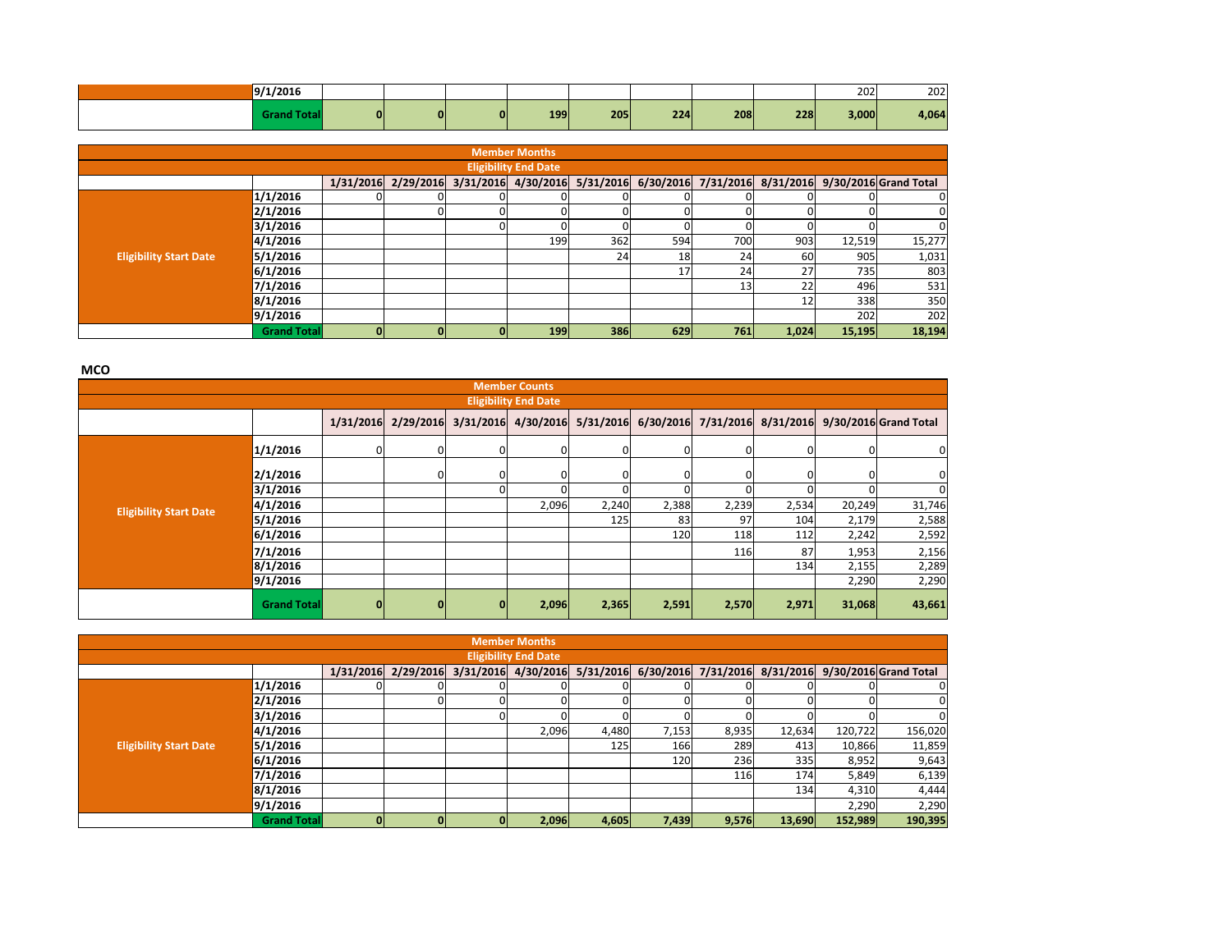| | | 1/31/2016 | 2/29/2016 | 3/31/2016 | 4/30/2016 | 5/31/2016 | 6/30/2016 | 7/31/2016 | 8/31/2016 | 9/30/2016 | Grand Total |
|---|---|---|---|---|---|---|---|---|---|---|---|
| | 9/1/2016 | | | | | | | | | 202 | 202 |
| | **Grand Total** | **0** | **0** | **0** | **199** | **205** | **224** | **208** | **228** | **3,000** | **4,064** |

| Member Months | | | | | | | | | | | |
|---|---|---|---|---|---|---|---|---|---|---|---|
| Eligibility End Date | | | | | | | | | | | |
| | | 1/31/2016 | 2/29/2016 | 3/31/2016 | 4/30/2016 | 5/31/2016 | 6/30/2016 | 7/31/2016 | 8/31/2016 | 9/30/2016 | Grand Total |
| Eligibility Start Date | 1/1/2016 | 0 | 0 | 0 | 0 | 0 | 0 | 0 | 0 | 0 | 0 |
| | 2/1/2016 | | 0 | 0 | 0 | 0 | 0 | 0 | 0 | 0 | 0 |
| | 3/1/2016 | | | 0 | 0 | 0 | 0 | 0 | 0 | 0 | 0 |
| | 4/1/2016 | | | | 199 | 362 | 594 | 700 | 903 | 12,519 | 15,277 |
| | 5/1/2016 | | | | | 24 | 18 | 24 | 60 | 905 | 1,031 |
| | 6/1/2016 | | | | | | 17 | 24 | 27 | 735 | 803 |
| | 7/1/2016 | | | | | | | 13 | 22 | 496 | 531 |
| | 8/1/2016 | | | | | | | | 12 | 338 | 350 |
| | 9/1/2016 | | | | | | | | | 202 | 202 |
| | **Grand Total** | **0** | **0** | **0** | **199** | **386** | **629** | **761** | **1,024** | **15,195** | **18,194** |

**MCO**

| Member Counts | | | | | | | | | | | |
|---|---|---|---|---|---|---|---|---|---|---|---|
| Eligibility End Date | | | | | | | | | | | |
| | | 1/31/2016 | 2/29/2016 | 3/31/2016 | 4/30/2016 | 5/31/2016 | 6/30/2016 | 7/31/2016 | 8/31/2016 | 9/30/2016 | Grand Total |
| Eligibility Start Date | 1/1/2016 | 0 | 0 | 0 | 0 | 0 | 0 | 0 | 0 | 0 | 0 |
| | 2/1/2016 | | 0 | 0 | 0 | 0 | 0 | 0 | 0 | 0 | 0 |
| | 3/1/2016 | | | 0 | 0 | 0 | 0 | 0 | 0 | 0 | 0 |
| | 4/1/2016 | | | | 2,096 | 2,240 | 2,388 | 2,239 | 2,534 | 20,249 | 31,746 |
| | 5/1/2016 | | | | | 125 | 83 | 97 | 104 | 2,179 | 2,588 |
| | 6/1/2016 | | | | | | 120 | 118 | 112 | 2,242 | 2,592 |
| | 7/1/2016 | | | | | | | 116 | 87 | 1,953 | 2,156 |
| | 8/1/2016 | | | | | | | | 134 | 2,155 | 2,289 |
| | 9/1/2016 | | | | | | | | | 2,290 | 2,290 |
| | **Grand Total** | **0** | **0** | **0** | **2,096** | **2,365** | **2,591** | **2,570** | **2,971** | **31,068** | **43,661** |

| Member Months | | | | | | | | | | | |
|---|---|---|---|---|---|---|---|---|---|---|---|
| Eligibility End Date | | | | | | | | | | | |
| | | 1/31/2016 | 2/29/2016 | 3/31/2016 | 4/30/2016 | 5/31/2016 | 6/30/2016 | 7/31/2016 | 8/31/2016 | 9/30/2016 | Grand Total |
| Eligibility Start Date | 1/1/2016 | 0 | 0 | 0 | 0 | 0 | 0 | 0 | 0 | 0 | 0 |
| | 2/1/2016 | | 0 | 0 | 0 | 0 | 0 | 0 | 0 | 0 | 0 |
| | 3/1/2016 | | | 0 | 0 | 0 | 0 | 0 | 0 | 0 | 0 |
| | 4/1/2016 | | | | 2,096 | 4,480 | 7,153 | 8,935 | 12,634 | 120,722 | 156,020 |
| | 5/1/2016 | | | | | 125 | 166 | 289 | 413 | 10,866 | 11,859 |
| | 6/1/2016 | | | | | | 120 | 236 | 335 | 8,952 | 9,643 |
| | 7/1/2016 | | | | | | | 116 | 174 | 5,849 | 6,139 |
| | 8/1/2016 | | | | | | | | 134 | 4,310 | 4,444 |
| | 9/1/2016 | | | | | | | | | 2,290 | 2,290 |
| | **Grand Total** | **0** | **0** | **0** | **2,096** | **4,605** | **7,439** | **9,576** | **13,690** | **152,989** | **190,395** |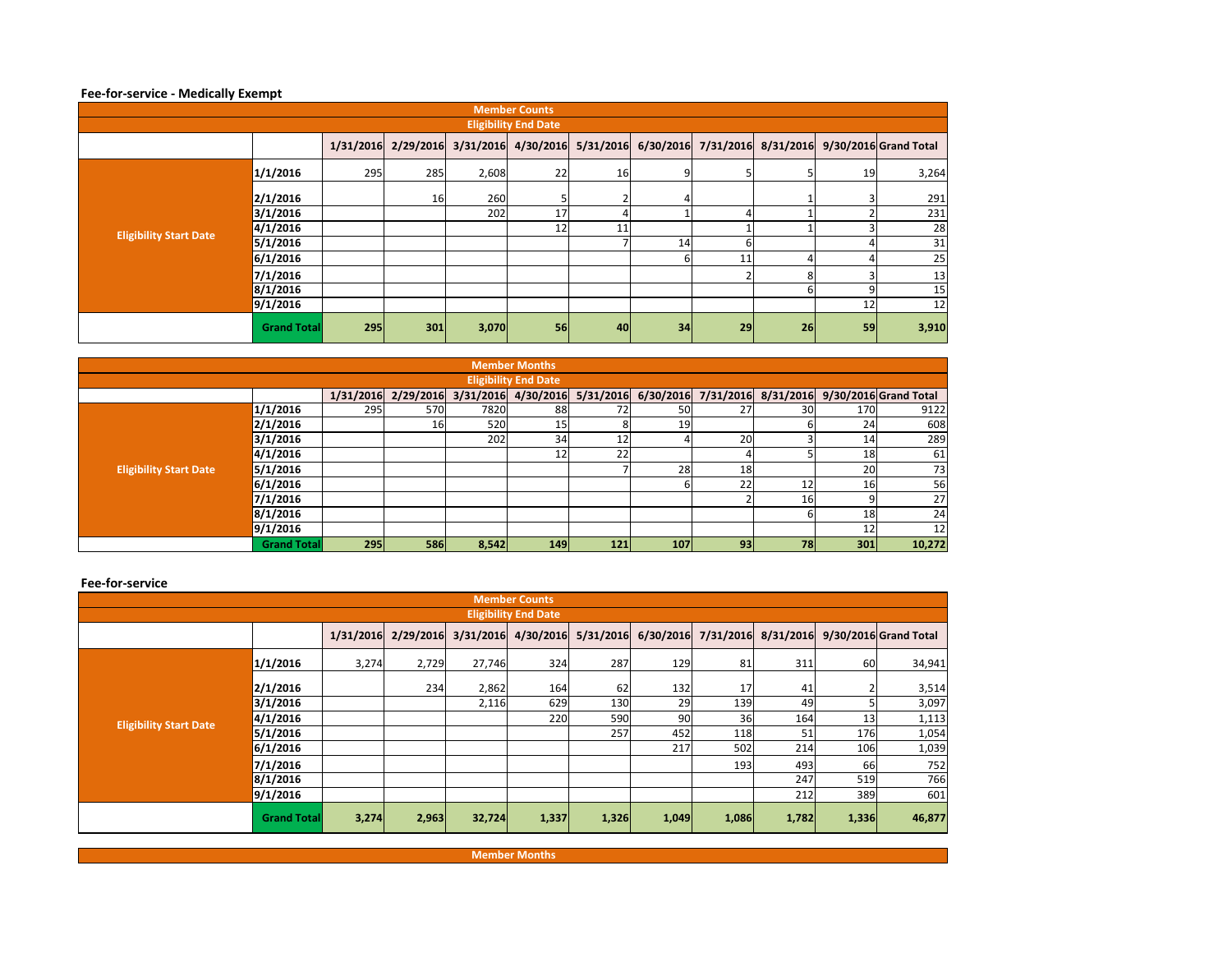**Fee-for-service - Medically Exempt**

| Member Counts | | | | | | | | | | | |
|---|---|---|---|---|---|---|---|---|---|---|---|
| | | **Eligibility End Date** | | | | | | | | | |
| | | **1/31/2016** | **2/29/2016** | **3/31/2016** | **4/30/2016** | **5/31/2016** | **6/30/2016** | **7/31/2016** | **8/31/2016** | **9/30/2016** | **Grand Total** |
| **Eligibility Start Date** | **1/1/2016** | 295 | 285 | 2,608 | 22 | 16 | 9 | 5 | 5 | 19 | 3,264 |
| | **2/1/2016** | | 16 | 260 | 5 | 2 | 4 | | 1 | 3 | 291 |
| | **3/1/2016** | | | 202 | 17 | 4 | 1 | 4 | 1 | 2 | 231 |
| | **4/1/2016** | | | | 12 | 11 | | 1 | 1 | 3 | 28 |
| | **5/1/2016** | | | | | 7 | 14 | 6 | | 4 | 31 |
| | **6/1/2016** | | | | | | 6 | 11 | 4 | 4 | 25 |
| | **7/1/2016** | | | | | | | 2 | 8 | 3 | 13 |
| | **8/1/2016** | | | | | | | | 6 | 9 | 15 |
| | **9/1/2016** | | | | | | | | | 12 | 12 |
| | **Grand Total** | **295** | **301** | **3,070** | **56** | **40** | **34** | **29** | **26** | **59** | **3,910** |

| Member Months | | | | | | | | | | | |
|---|---|---|---|---|---|---|---|---|---|---|---|
| | | **Eligibility End Date** | | | | | | | | | |
| | | **1/31/2016** | **2/29/2016** | **3/31/2016** | **4/30/2016** | **5/31/2016** | **6/30/2016** | **7/31/2016** | **8/31/2016** | **9/30/2016** | **Grand Total** |
| **Eligibility Start Date** | **1/1/2016** | 295 | 570 | 7820 | 88 | 72 | 50 | 27 | 30 | 170 | 9122 |
| | **2/1/2016** | | 16 | 520 | 15 | 8 | 19 | | 6 | 24 | 608 |
| | **3/1/2016** | | | 202 | 34 | 12 | 4 | 20 | 3 | 14 | 289 |
| | **4/1/2016** | | | | 12 | 22 | | 4 | 5 | 18 | 61 |
| | **5/1/2016** | | | | | 7 | 28 | 18 | | 20 | 73 |
| | **6/1/2016** | | | | | | 6 | 22 | 12 | 16 | 56 |
| | **7/1/2016** | | | | | | | 2 | 16 | 9 | 27 |
| | **8/1/2016** | | | | | | | | 6 | 18 | 24 |
| | **9/1/2016** | | | | | | | | | 12 | 12 |
| | **Grand Total** | **295** | **586** | **8,542** | **149** | **121** | **107** | **93** | **78** | **301** | **10,272** |

**Fee-for-service**

| Member Counts | | | | | | | | | | | |
|---|---|---|---|---|---|---|---|---|---|---|---|
| | | **Eligibility End Date** | | | | | | | | | |
| | | **1/31/2016** | **2/29/2016** | **3/31/2016** | **4/30/2016** | **5/31/2016** | **6/30/2016** | **7/31/2016** | **8/31/2016** | **9/30/2016** | **Grand Total** |
| **Eligibility Start Date** | **1/1/2016** | 3,274 | 2,729 | 27,746 | 324 | 287 | 129 | 81 | 311 | 60 | 34,941 |
| | **2/1/2016** | | 234 | 2,862 | 164 | 62 | 132 | 17 | 41 | 2 | 3,514 |
| | **3/1/2016** | | | 2,116 | 629 | 130 | 29 | 139 | 49 | 5 | 3,097 |
| | **4/1/2016** | | | | 220 | 590 | 90 | 36 | 164 | 13 | 1,113 |
| | **5/1/2016** | | | | | 257 | 452 | 118 | 51 | 176 | 1,054 |
| | **6/1/2016** | | | | | | 217 | 502 | 214 | 106 | 1,039 |
| | **7/1/2016** | | | | | | | 193 | 493 | 66 | 752 |
| | **8/1/2016** | | | | | | | | 247 | 519 | 766 |
| | **9/1/2016** | | | | | | | | 212 | 389 | 601 |
| | **Grand Total** | **3,274** | **2,963** | **32,724** | **1,337** | **1,326** | **1,049** | **1,086** | **1,782** | **1,336** | **46,877** |

**Member Months**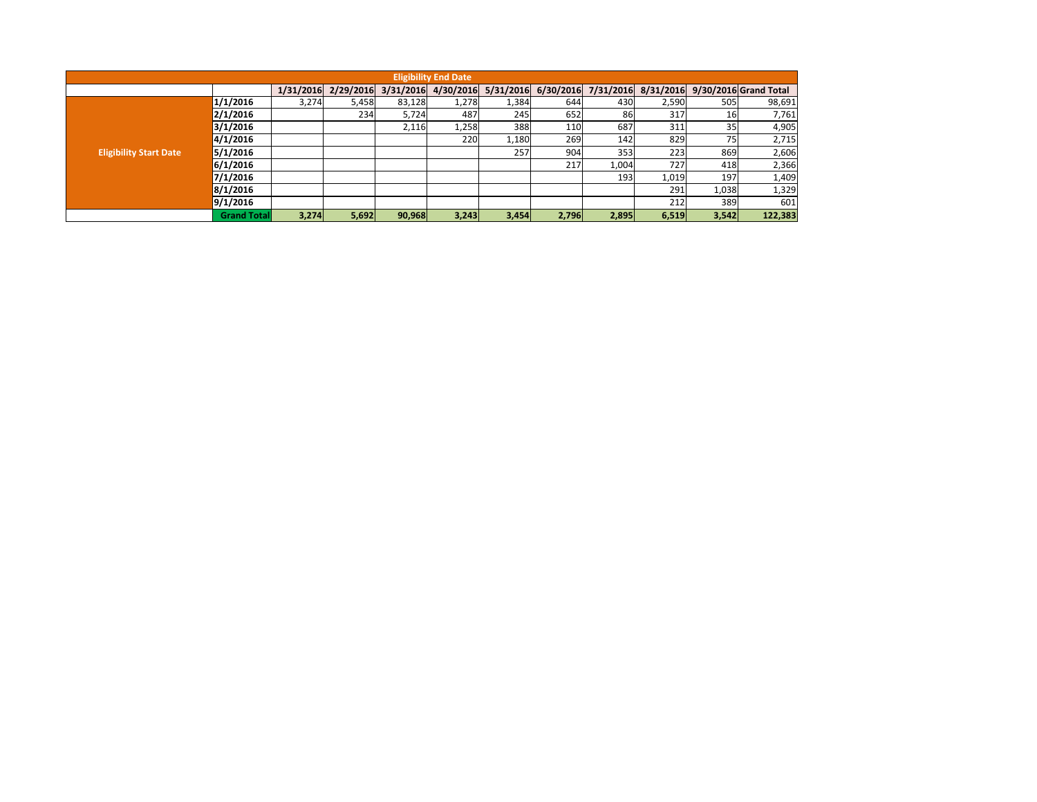| | | Eligibility End Date | | | | | | | | | |
|---|---|---|---|---|---|---|---|---|---|---|---|
| | | 1/31/2016 | 2/29/2016 | 3/31/2016 | 4/30/2016 | 5/31/2016 | 6/30/2016 | 7/31/2016 | 8/31/2016 | 9/30/2016 | Grand Total |
| Eligibility Start Date | 1/1/2016 | 3,274 | 5,458 | 83,128 | 1,278 | 1,384 | 644 | 430 | 2,590 | 505 | 98,691 |
| | 2/1/2016 | | 234 | 5,724 | 487 | 245 | 652 | 86 | 317 | 16 | 7,761 |
| | 3/1/2016 | | | 2,116 | 1,258 | 388 | 110 | 687 | 311 | 35 | 4,905 |
| | 4/1/2016 | | | | 220 | 1,180 | 269 | 142 | 829 | 75 | 2,715 |
| | 5/1/2016 | | | | | 257 | 904 | 353 | 223 | 869 | 2,606 |
| | 6/1/2016 | | | | | | 217 | 1,004 | 727 | 418 | 2,366 |
| | 7/1/2016 | | | | | | | 193 | 1,019 | 197 | 1,409 |
| | 8/1/2016 | | | | | | | | 291 | 1,038 | 1,329 |
| | 9/1/2016 | | | | | | | | 212 | 389 | 601 |
| | **Grand Total** | **3,274** | **5,692** | **90,968** | **3,243** | **3,454** | **2,796** | **2,895** | **6,519** | **3,542** | **122,383** |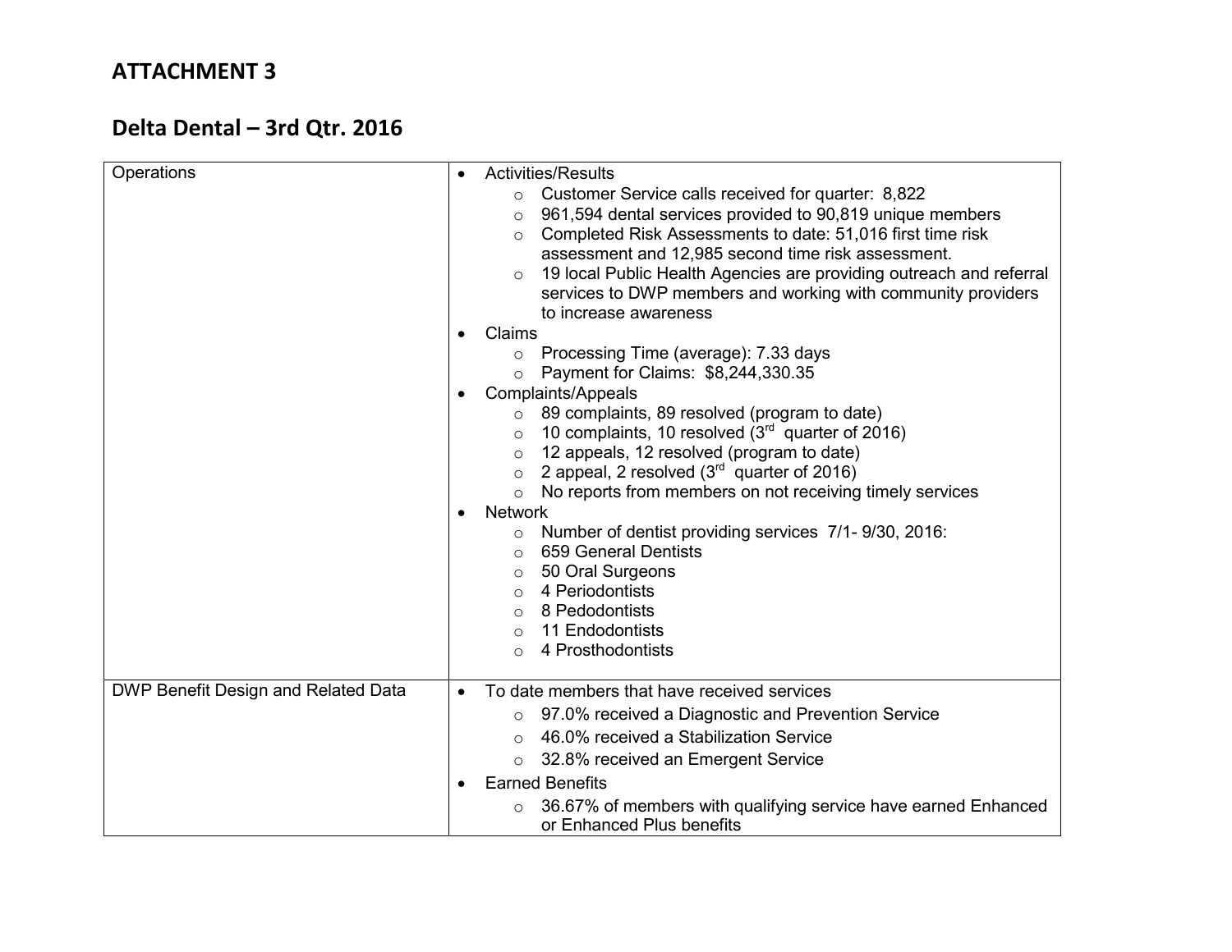## ATTACHMENT 3

## Delta Dental – 3rd Qtr. 2016

| | |
|---|---|
| Operations | • Activities/Results<br>&nbsp;&nbsp;&nbsp;&nbsp;○ Customer Service calls received for quarter: 8,822<br>&nbsp;&nbsp;&nbsp;&nbsp;○ 961,594 dental services provided to 90,819 unique members<br>&nbsp;&nbsp;&nbsp;&nbsp;○ Completed Risk Assessments to date: 51,016 first time risk assessment and 12,985 second time risk assessment.<br>&nbsp;&nbsp;&nbsp;&nbsp;○ 19 local Public Health Agencies are providing outreach and referral services to DWP members and working with community providers to increase awareness<br>• Claims<br>&nbsp;&nbsp;&nbsp;&nbsp;○ Processing Time (average): 7.33 days<br>&nbsp;&nbsp;&nbsp;&nbsp;○ Payment for Claims: $8,244,330.35<br>• Complaints/Appeals<br>&nbsp;&nbsp;&nbsp;&nbsp;○ 89 complaints, 89 resolved (program to date)<br>&nbsp;&nbsp;&nbsp;&nbsp;○ 10 complaints, 10 resolved (3rd quarter of 2016)<br>&nbsp;&nbsp;&nbsp;&nbsp;○ 12 appeals, 12 resolved (program to date)<br>&nbsp;&nbsp;&nbsp;&nbsp;○ 2 appeal, 2 resolved (3rd quarter of 2016)<br>&nbsp;&nbsp;&nbsp;&nbsp;○ No reports from members on not receiving timely services<br>• Network<br>&nbsp;&nbsp;&nbsp;&nbsp;○ Number of dentist providing services 7/1- 9/30, 2016:<br>&nbsp;&nbsp;&nbsp;&nbsp;○ 659 General Dentists<br>&nbsp;&nbsp;&nbsp;&nbsp;○ 50 Oral Surgeons<br>&nbsp;&nbsp;&nbsp;&nbsp;○ 4 Periodontists<br>&nbsp;&nbsp;&nbsp;&nbsp;○ 8 Pedodontists<br>&nbsp;&nbsp;&nbsp;&nbsp;○ 11 Endodontists<br>&nbsp;&nbsp;&nbsp;&nbsp;○ 4 Prosthodontists |
| DWP Benefit Design and Related Data | • To date members that have received services<br>&nbsp;&nbsp;&nbsp;&nbsp;○ 97.0% received a Diagnostic and Prevention Service<br>&nbsp;&nbsp;&nbsp;&nbsp;○ 46.0% received a Stabilization Service<br>&nbsp;&nbsp;&nbsp;&nbsp;○ 32.8% received an Emergent Service<br>• Earned Benefits<br>&nbsp;&nbsp;&nbsp;&nbsp;○ 36.67% of members with qualifying service have earned Enhanced or Enhanced Plus benefits |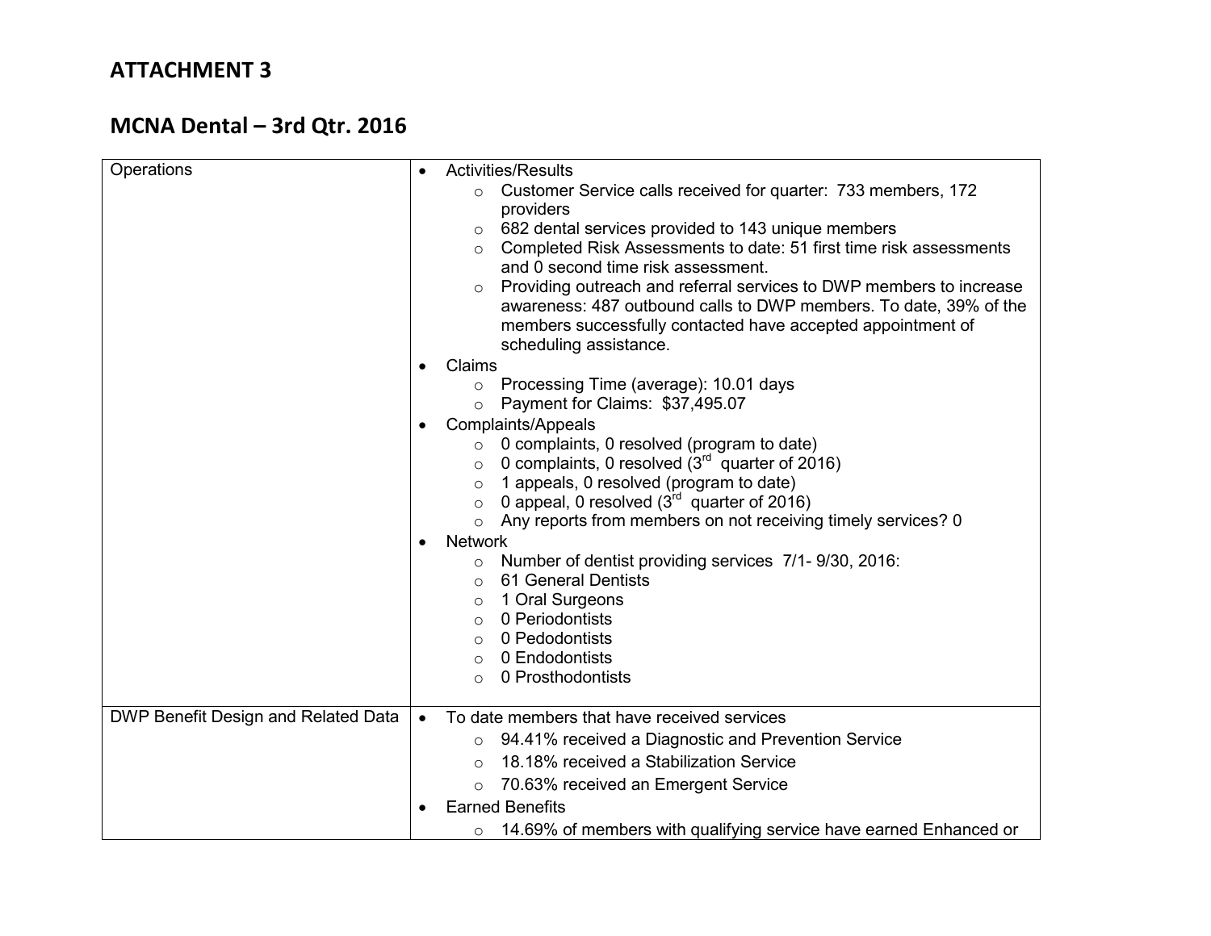# ATTACHMENT 3

## MCNA Dental – 3rd Qtr. 2016

| | |
|---|---|
| Operations | • Activities/Results<br>  ○ Customer Service calls received for quarter: 733 members, 172 providers<br>  ○ 682 dental services provided to 143 unique members<br>  ○ Completed Risk Assessments to date: 51 first time risk assessments and 0 second time risk assessment.<br>  ○ Providing outreach and referral services to DWP members to increase awareness: 487 outbound calls to DWP members. To date, 39% of the members successfully contacted have accepted appointment of scheduling assistance.<br>• Claims<br>  ○ Processing Time (average): 10.01 days<br>  ○ Payment for Claims: $37,495.07<br>• Complaints/Appeals<br>  ○ 0 complaints, 0 resolved (program to date)<br>  ○ 0 complaints, 0 resolved (3rd quarter of 2016)<br>  ○ 1 appeals, 0 resolved (program to date)<br>  ○ 0 appeal, 0 resolved (3rd quarter of 2016)<br>  ○ Any reports from members on not receiving timely services? 0<br>• Network<br>  ○ Number of dentist providing services 7/1- 9/30, 2016:<br>  ○ 61 General Dentists<br>  ○ 1 Oral Surgeons<br>  ○ 0 Periodontists<br>  ○ 0 Pedodontists<br>  ○ 0 Endodontists<br>  ○ 0 Prosthodontists |
| DWP Benefit Design and Related Data | • To date members that have received services<br>  ○ 94.41% received a Diagnostic and Prevention Service<br>  ○ 18.18% received a Stabilization Service<br>  ○ 70.63% received an Emergent Service<br>• Earned Benefits<br>  ○ 14.69% of members with qualifying service have earned Enhanced or |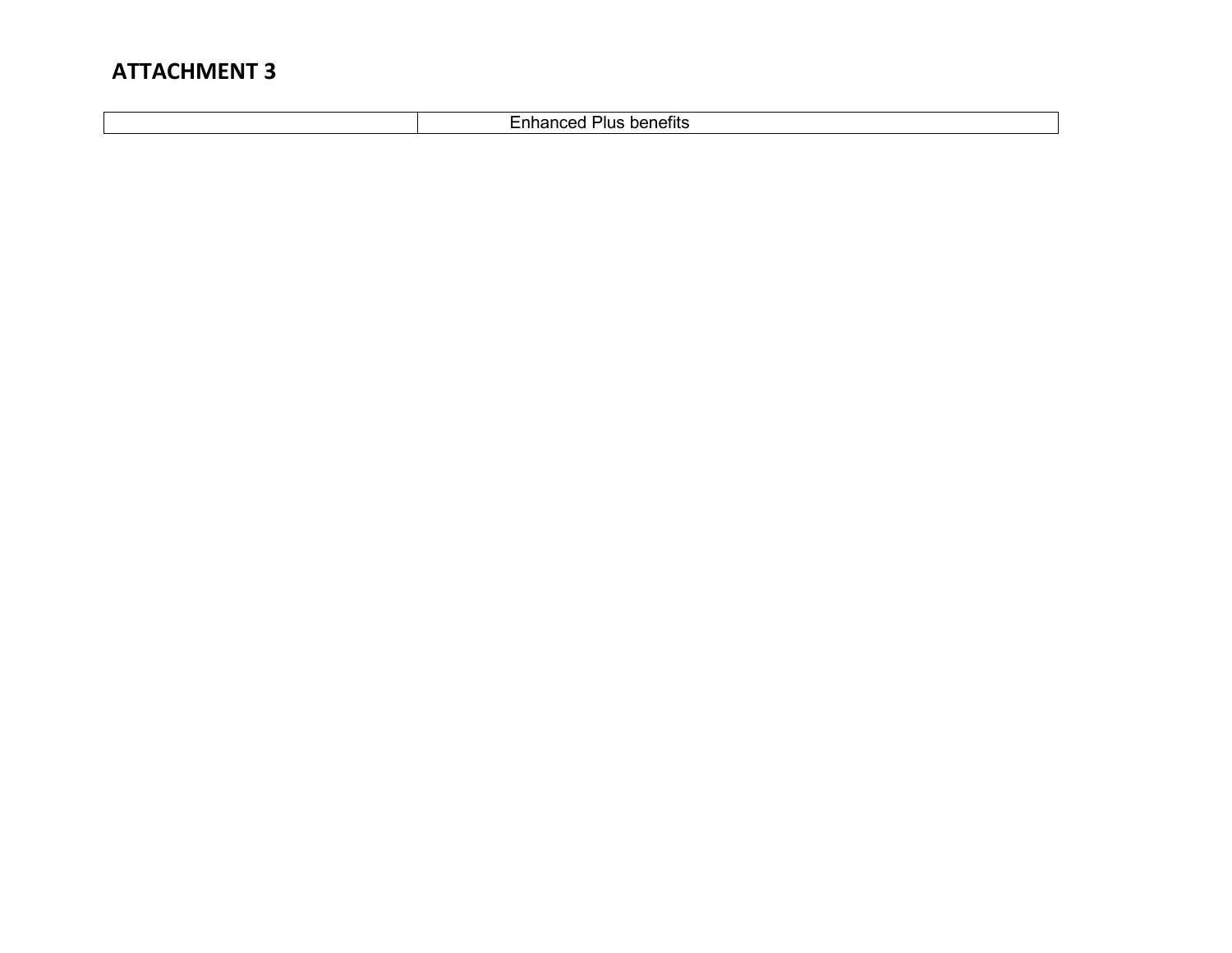## ATTACHMENT 3

| | Enhanced Plus benefits |
|---|---|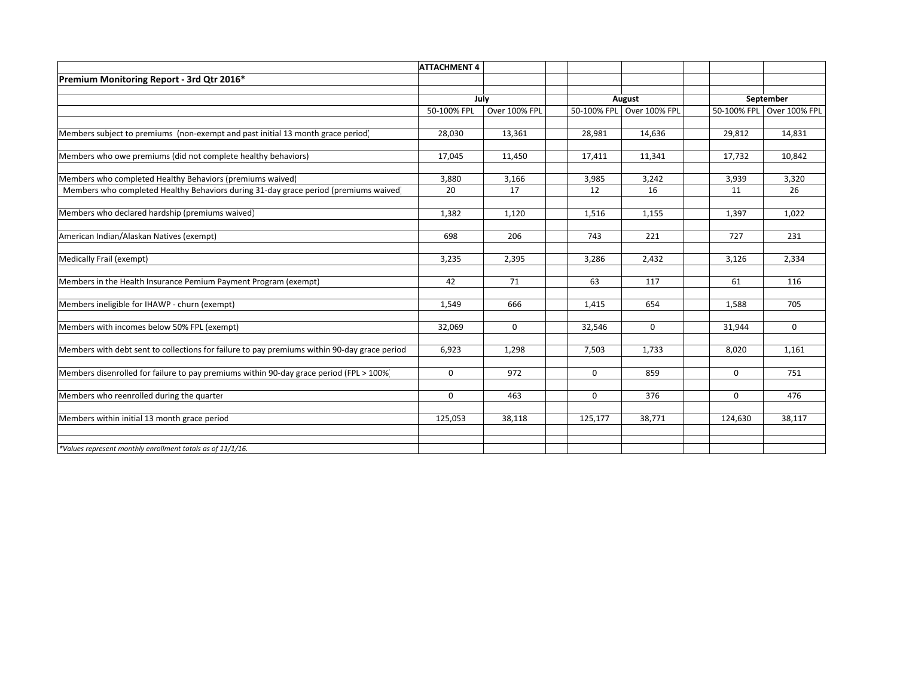| | ATTACHMENT 4 | | | | | |
|---|---|---|---|---|---|---|
| **Premium Monitoring Report - 3rd Qtr 2016*** | | | | | | |
| | **July** | | **August** | | **September** | |
| | 50-100% FPL | Over 100% FPL | 50-100% FPL | Over 100% FPL | 50-100% FPL | Over 100% FPL |
| Members subject to premiums (non-exempt and past initial 13 month grace period) | 28,030 | 13,361 | 28,981 | 14,636 | 29,812 | 14,831 |
| Members who owe premiums (did not complete healthy behaviors) | 17,045 | 11,450 | 17,411 | 11,341 | 17,732 | 10,842 |
| Members who completed Healthy Behaviors (premiums waived) | 3,880 | 3,166 | 3,985 | 3,242 | 3,939 | 3,320 |
| Members who completed Healthy Behaviors during 31-day grace period (premiums waived) | 20 | 17 | 12 | 16 | 11 | 26 |
| Members who declared hardship (premiums waived) | 1,382 | 1,120 | 1,516 | 1,155 | 1,397 | 1,022 |
| American Indian/Alaskan Natives (exempt) | 698 | 206 | 743 | 221 | 727 | 231 |
| Medically Frail (exempt) | 3,235 | 2,395 | 3,286 | 2,432 | 3,126 | 2,334 |
| Members in the Health Insurance Pemium Payment Program (exempt) | 42 | 71 | 63 | 117 | 61 | 116 |
| Members ineligible for IHAWP - churn (exempt) | 1,549 | 666 | 1,415 | 654 | 1,588 | 705 |
| Members with incomes below 50% FPL (exempt) | 32,069 | 0 | 32,546 | 0 | 31,944 | 0 |
| Members with debt sent to collections for failure to pay premiums within 90-day grace period | 6,923 | 1,298 | 7,503 | 1,733 | 8,020 | 1,161 |
| Members disenrolled for failure to pay premiums within 90-day grace period (FPL > 100%) | 0 | 972 | 0 | 859 | 0 | 751 |
| Members who reenrolled during the quarter | 0 | 463 | 0 | 376 | 0 | 476 |
| Members within initial 13 month grace period | 125,053 | 38,118 | 125,177 | 38,771 | 124,630 | 38,117 |

*\*Values represent monthly enrollment totals as of 11/1/16.*